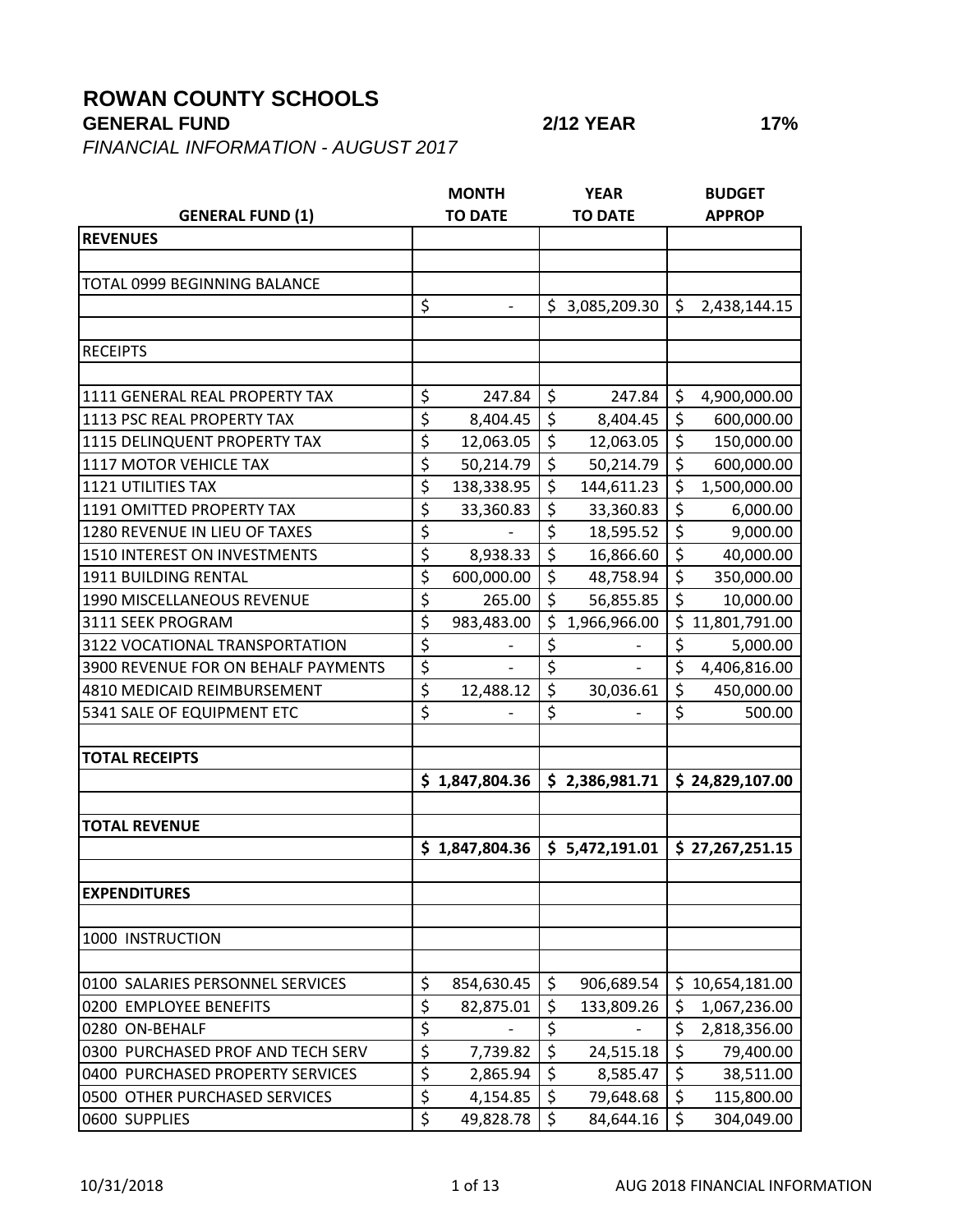# ROWAN COUNTY SCHOOLS

**GENERAL FUND** **2/12 YEAR** **17%**

*FINANCIAL INFORMATION - AUGUST 2017*

| GENERAL FUND (1) | MONTH TO DATE | YEAR TO DATE | BUDGET APPROP |
|---|---|---|---|
| **REVENUES** | | | |
| | | | |
| TOTAL 0999 BEGINNING BALANCE | | | |
| | $ - | $ 3,085,209.30 | $ 2,438,144.15 |
| | | | |
| RECEIPTS | | | |
| | | | |
| 1111 GENERAL REAL PROPERTY TAX | $ 247.84 | $ 247.84 | $ 4,900,000.00 |
| 1113 PSC REAL PROPERTY TAX | $ 8,404.45 | $ 8,404.45 | $ 600,000.00 |
| 1115 DELINQUENT PROPERTY TAX | $ 12,063.05 | $ 12,063.05 | $ 150,000.00 |
| 1117 MOTOR VEHICLE TAX | $ 50,214.79 | $ 50,214.79 | $ 600,000.00 |
| 1121 UTILITIES TAX | $ 138,338.95 | $ 144,611.23 | $ 1,500,000.00 |
| 1191 OMITTED PROPERTY TAX | $ 33,360.83 | $ 33,360.83 | $ 6,000.00 |
| 1280 REVENUE IN LIEU OF TAXES | $ - | $ 18,595.52 | $ 9,000.00 |
| 1510 INTEREST ON INVESTMENTS | $ 8,938.33 | $ 16,866.60 | $ 40,000.00 |
| 1911 BUILDING RENTAL | $ 600,000.00 | $ 48,758.94 | $ 350,000.00 |
| 1990 MISCELLANEOUS REVENUE | $ 265.00 | $ 56,855.85 | $ 10,000.00 |
| 3111 SEEK PROGRAM | $ 983,483.00 | $ 1,966,966.00 | $ 11,801,791.00 |
| 3122 VOCATIONAL TRANSPORTATION | $ - | $ - | $ 5,000.00 |
| 3900 REVENUE FOR ON BEHALF PAYMENTS | $ - | $ - | $ 4,406,816.00 |
| 4810 MEDICAID REIMBURSEMENT | $ 12,488.12 | $ 30,036.61 | $ 450,000.00 |
| 5341 SALE OF EQUIPMENT ETC | $ - | $ - | $ 500.00 |
| | | | |
| **TOTAL RECEIPTS** | | | |
| | **$ 1,847,804.36** | **$ 2,386,981.71** | **$ 24,829,107.00** |
| | | | |
| **TOTAL REVENUE** | | | |
| | **$ 1,847,804.36** | **$ 5,472,191.01** | **$ 27,267,251.15** |
| | | | |
| **EXPENDITURES** | | | |
| | | | |
| 1000 INSTRUCTION | | | |
| | | | |
| 0100 SALARIES PERSONNEL SERVICES | $ 854,630.45 | $ 906,689.54 | $ 10,654,181.00 |
| 0200 EMPLOYEE BENEFITS | $ 82,875.01 | $ 133,809.26 | $ 1,067,236.00 |
| 0280 ON-BEHALF | $ - | $ - | $ 2,818,356.00 |
| 0300 PURCHASED PROF AND TECH SERV | $ 7,739.82 | $ 24,515.18 | $ 79,400.00 |
| 0400 PURCHASED PROPERTY SERVICES | $ 2,865.94 | $ 8,585.47 | $ 38,511.00 |
| 0500 OTHER PURCHASED SERVICES | $ 4,154.85 | $ 79,648.68 | $ 115,800.00 |
| 0600 SUPPLIES | $ 49,828.78 | $ 84,644.16 | $ 304,049.00 |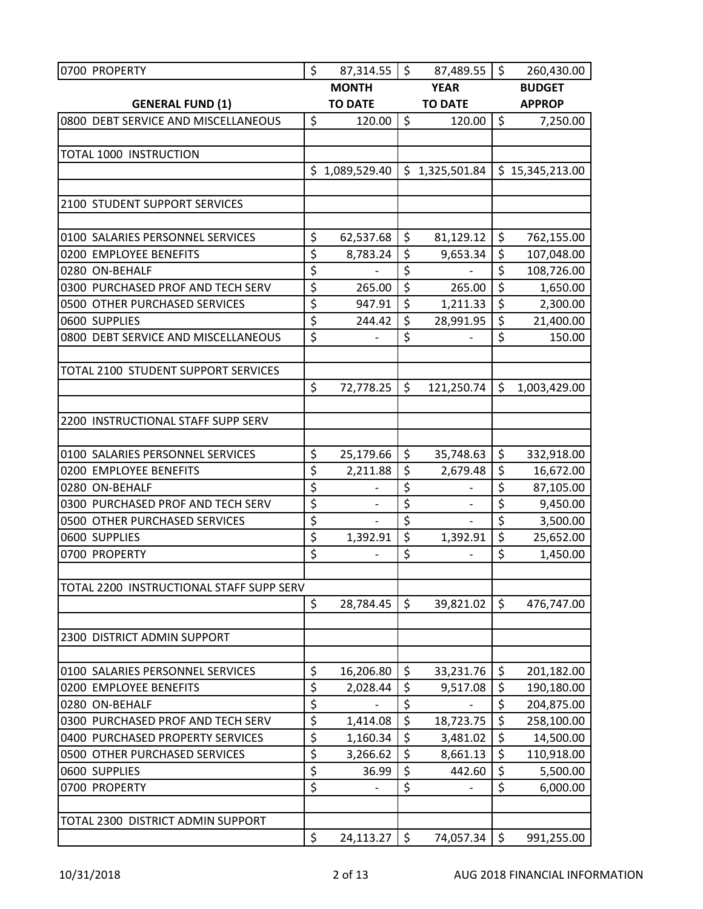| GENERAL FUND (1) | MONTH TO DATE | YEAR TO DATE | BUDGET APPROP |
|---|---|---|---|
| 0700 PROPERTY | $ 87,314.55 | $ 87,489.55 | $ 260,430.00 |
| 0800 DEBT SERVICE AND MISCELLANEOUS | $ 120.00 | $ 120.00 | $ 7,250.00 |
| | | | |
| TOTAL 1000 INSTRUCTION | | | |
| | $ 1,089,529.40 | $ 1,325,501.84 | $ 15,345,213.00 |
| | | | |
| 2100 STUDENT SUPPORT SERVICES | | | |
| | | | |
| 0100 SALARIES PERSONNEL SERVICES | $ 62,537.68 | $ 81,129.12 | $ 762,155.00 |
| 0200 EMPLOYEE BENEFITS | $ 8,783.24 | $ 9,653.34 | $ 107,048.00 |
| 0280 ON-BEHALF | $ - | $ - | $ 108,726.00 |
| 0300 PURCHASED PROF AND TECH SERV | $ 265.00 | $ 265.00 | $ 1,650.00 |
| 0500 OTHER PURCHASED SERVICES | $ 947.91 | $ 1,211.33 | $ 2,300.00 |
| 0600 SUPPLIES | $ 244.42 | $ 28,991.95 | $ 21,400.00 |
| 0800 DEBT SERVICE AND MISCELLANEOUS | $ - | $ - | $ 150.00 |
| | | | |
| TOTAL 2100 STUDENT SUPPORT SERVICES | | | |
| | $ 72,778.25 | $ 121,250.74 | $ 1,003,429.00 |
| | | | |
| 2200 INSTRUCTIONAL STAFF SUPP SERV | | | |
| | | | |
| 0100 SALARIES PERSONNEL SERVICES | $ 25,179.66 | $ 35,748.63 | $ 332,918.00 |
| 0200 EMPLOYEE BENEFITS | $ 2,211.88 | $ 2,679.48 | $ 16,672.00 |
| 0280 ON-BEHALF | $ - | $ - | $ 87,105.00 |
| 0300 PURCHASED PROF AND TECH SERV | $ - | $ - | $ 9,450.00 |
| 0500 OTHER PURCHASED SERVICES | $ - | $ - | $ 3,500.00 |
| 0600 SUPPLIES | $ 1,392.91 | $ 1,392.91 | $ 25,652.00 |
| 0700 PROPERTY | $ - | $ - | $ 1,450.00 |
| | | | |
| TOTAL 2200 INSTRUCTIONAL STAFF SUPP SERV | | | |
| | $ 28,784.45 | $ 39,821.02 | $ 476,747.00 |
| | | | |
| 2300 DISTRICT ADMIN SUPPORT | | | |
| | | | |
| 0100 SALARIES PERSONNEL SERVICES | $ 16,206.80 | $ 33,231.76 | $ 201,182.00 |
| 0200 EMPLOYEE BENEFITS | $ 2,028.44 | $ 9,517.08 | $ 190,180.00 |
| 0280 ON-BEHALF | $ - | $ - | $ 204,875.00 |
| 0300 PURCHASED PROF AND TECH SERV | $ 1,414.08 | $ 18,723.75 | $ 258,100.00 |
| 0400 PURCHASED PROPERTY SERVICES | $ 1,160.34 | $ 3,481.02 | $ 14,500.00 |
| 0500 OTHER PURCHASED SERVICES | $ 3,266.62 | $ 8,661.13 | $ 110,918.00 |
| 0600 SUPPLIES | $ 36.99 | $ 442.60 | $ 5,500.00 |
| 0700 PROPERTY | $ - | $ - | $ 6,000.00 |
| | | | |
| TOTAL 2300 DISTRICT ADMIN SUPPORT | | | |
| | $ 24,113.27 | $ 74,057.34 | $ 991,255.00 |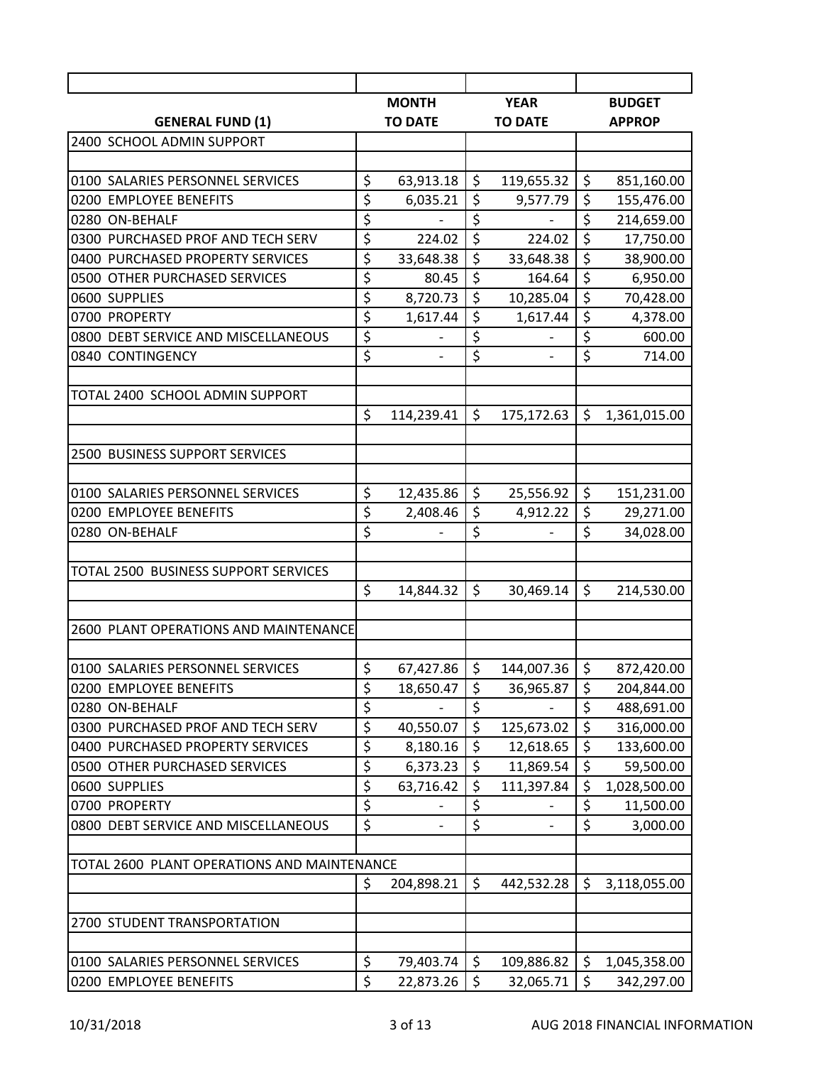| GENERAL FUND (1) | MONTH TO DATE | YEAR TO DATE | BUDGET APPROP |
|---|---|---|---|
| 2400 SCHOOL ADMIN SUPPORT | | | |
| | | | |
| 0100 SALARIES PERSONNEL SERVICES | $ 63,913.18 | $ 119,655.32 | $ 851,160.00 |
| 0200 EMPLOYEE BENEFITS | $ 6,035.21 | $ 9,577.79 | $ 155,476.00 |
| 0280 ON-BEHALF | $ - | $ - | $ 214,659.00 |
| 0300 PURCHASED PROF AND TECH SERV | $ 224.02 | $ 224.02 | $ 17,750.00 |
| 0400 PURCHASED PROPERTY SERVICES | $ 33,648.38 | $ 33,648.38 | $ 38,900.00 |
| 0500 OTHER PURCHASED SERVICES | $ 80.45 | $ 164.64 | $ 6,950.00 |
| 0600 SUPPLIES | $ 8,720.73 | $ 10,285.04 | $ 70,428.00 |
| 0700 PROPERTY | $ 1,617.44 | $ 1,617.44 | $ 4,378.00 |
| 0800 DEBT SERVICE AND MISCELLANEOUS | $ - | $ - | $ 600.00 |
| 0840 CONTINGENCY | $ - | $ - | $ 714.00 |
| | | | |
| TOTAL 2400 SCHOOL ADMIN SUPPORT | | | |
| | $ 114,239.41 | $ 175,172.63 | $ 1,361,015.00 |
| | | | |
| 2500 BUSINESS SUPPORT SERVICES | | | |
| | | | |
| 0100 SALARIES PERSONNEL SERVICES | $ 12,435.86 | $ 25,556.92 | $ 151,231.00 |
| 0200 EMPLOYEE BENEFITS | $ 2,408.46 | $ 4,912.22 | $ 29,271.00 |
| 0280 ON-BEHALF | $ - | $ - | $ 34,028.00 |
| | | | |
| TOTAL 2500 BUSINESS SUPPORT SERVICES | | | |
| | $ 14,844.32 | $ 30,469.14 | $ 214,530.00 |
| | | | |
| 2600 PLANT OPERATIONS AND MAINTENANCE | | | |
| | | | |
| 0100 SALARIES PERSONNEL SERVICES | $ 67,427.86 | $ 144,007.36 | $ 872,420.00 |
| 0200 EMPLOYEE BENEFITS | $ 18,650.47 | $ 36,965.87 | $ 204,844.00 |
| 0280 ON-BEHALF | $ - | $ - | $ 488,691.00 |
| 0300 PURCHASED PROF AND TECH SERV | $ 40,550.07 | $ 125,673.02 | $ 316,000.00 |
| 0400 PURCHASED PROPERTY SERVICES | $ 8,180.16 | $ 12,618.65 | $ 133,600.00 |
| 0500 OTHER PURCHASED SERVICES | $ 6,373.23 | $ 11,869.54 | $ 59,500.00 |
| 0600 SUPPLIES | $ 63,716.42 | $ 111,397.84 | $ 1,028,500.00 |
| 0700 PROPERTY | $ - | $ - | $ 11,500.00 |
| 0800 DEBT SERVICE AND MISCELLANEOUS | $ - | $ - | $ 3,000.00 |
| | | | |
| TOTAL 2600 PLANT OPERATIONS AND MAINTENANCE | | | |
| | $ 204,898.21 | $ 442,532.28 | $ 3,118,055.00 |
| | | | |
| 2700 STUDENT TRANSPORTATION | | | |
| | | | |
| 0100 SALARIES PERSONNEL SERVICES | $ 79,403.74 | $ 109,886.82 | $ 1,045,358.00 |
| 0200 EMPLOYEE BENEFITS | $ 22,873.26 | $ 32,065.71 | $ 342,297.00 |

10/31/2018 AUG 2018 FINANCIAL INFORMATION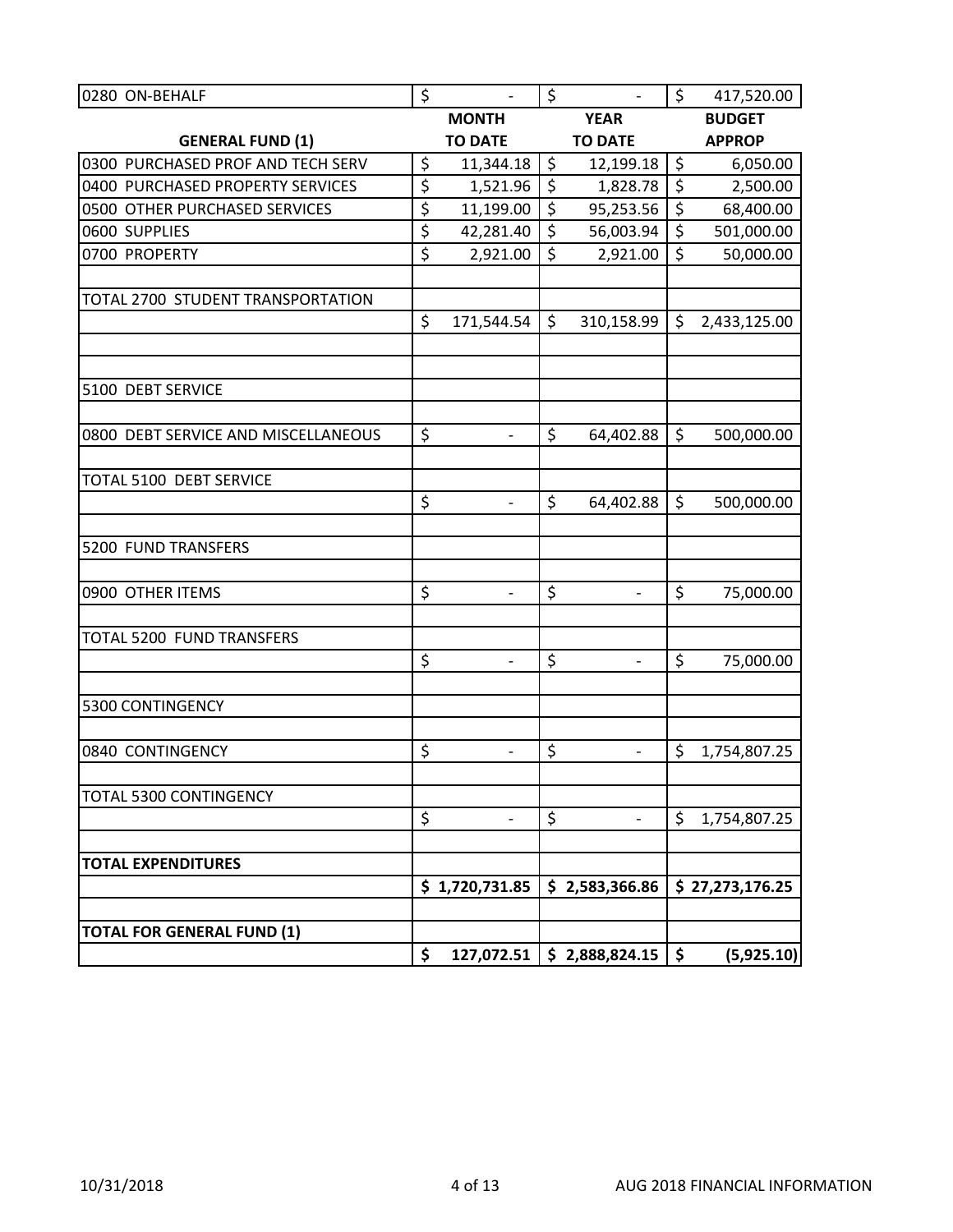| 0280 ON-BEHALF | $ - | $ - | $ 417,520.00 |
|---|---|---|---|
| **GENERAL FUND (1)** | **MONTH TO DATE** | **YEAR TO DATE** | **BUDGET APPROP** |
| 0300 PURCHASED PROF AND TECH SERV | $ 11,344.18 | $ 12,199.18 | $ 6,050.00 |
| 0400 PURCHASED PROPERTY SERVICES | $ 1,521.96 | $ 1,828.78 | $ 2,500.00 |
| 0500 OTHER PURCHASED SERVICES | $ 11,199.00 | $ 95,253.56 | $ 68,400.00 |
| 0600 SUPPLIES | $ 42,281.40 | $ 56,003.94 | $ 501,000.00 |
| 0700 PROPERTY | $ 2,921.00 | $ 2,921.00 | $ 50,000.00 |
| | | | |
| TOTAL 2700 STUDENT TRANSPORTATION | | | |
| | $ 171,544.54 | $ 310,158.99 | $ 2,433,125.00 |
| | | | |
| | | | |
| 5100 DEBT SERVICE | | | |
| | | | |
| 0800 DEBT SERVICE AND MISCELLANEOUS | $ - | $ 64,402.88 | $ 500,000.00 |
| | | | |
| TOTAL 5100 DEBT SERVICE | | | |
| | $ - | $ 64,402.88 | $ 500,000.00 |
| | | | |
| 5200 FUND TRANSFERS | | | |
| | | | |
| 0900 OTHER ITEMS | $ - | $ - | $ 75,000.00 |
| | | | |
| TOTAL 5200 FUND TRANSFERS | | | |
| | $ - | $ - | $ 75,000.00 |
| | | | |
| 5300 CONTINGENCY | | | |
| | | | |
| 0840 CONTINGENCY | $ - | $ - | $ 1,754,807.25 |
| | | | |
| TOTAL 5300 CONTINGENCY | | | |
| | $ - | $ - | $ 1,754,807.25 |
| | | | |
| **TOTAL EXPENDITURES** | | | |
| | **$ 1,720,731.85** | **$ 2,583,366.86** | **$ 27,273,176.25** |
| | | | |
| **TOTAL FOR GENERAL FUND (1)** | | | |
| | **$ 127,072.51** | **$ 2,888,824.15** | **$ (5,925.10)** |

10/31/2018 AUG 2018 FINANCIAL INFORMATION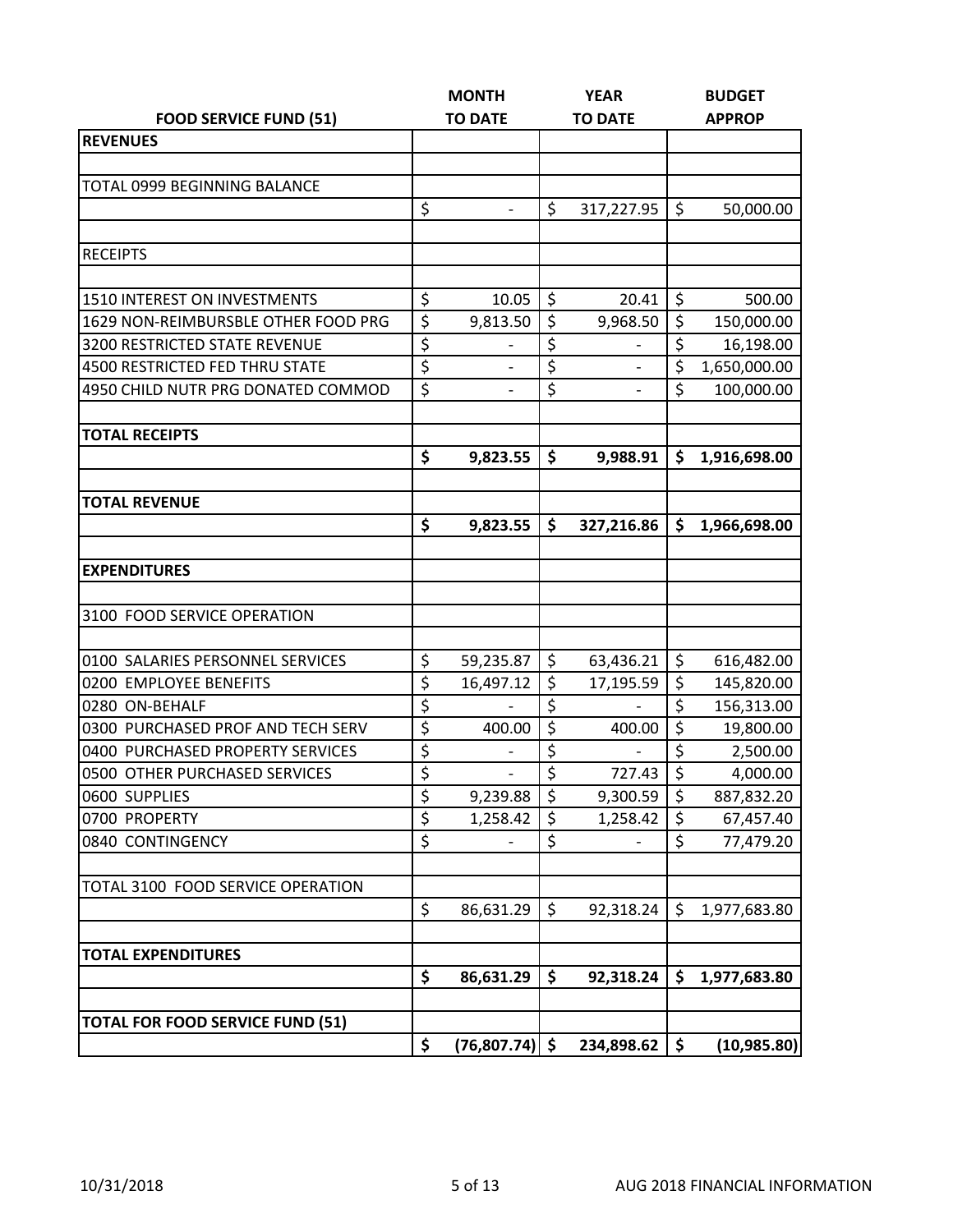| FOOD SERVICE FUND (51) | MONTH TO DATE | YEAR TO DATE | BUDGET APPROP |
|---|---|---|---|
| **REVENUES** | | | |
| | | | |
| TOTAL 0999 BEGINNING BALANCE | | | |
| | $ - | $ 317,227.95 | $ 50,000.00 |
| | | | |
| RECEIPTS | | | |
| | | | |
| 1510 INTEREST ON INVESTMENTS | $ 10.05 | $ 20.41 | $ 500.00 |
| 1629 NON-REIMBURSBLE OTHER FOOD PRG | $ 9,813.50 | $ 9,968.50 | $ 150,000.00 |
| 3200 RESTRICTED STATE REVENUE | $ - | $ - | $ 16,198.00 |
| 4500 RESTRICTED FED THRU STATE | $ - | $ - | $ 1,650,000.00 |
| 4950 CHILD NUTR PRG DONATED COMMOD | $ - | $ - | $ 100,000.00 |
| | | | |
| **TOTAL RECEIPTS** | | | |
| | **$ 9,823.55** | **$ 9,988.91** | **$ 1,916,698.00** |
| | | | |
| **TOTAL REVENUE** | | | |
| | **$ 9,823.55** | **$ 327,216.86** | **$ 1,966,698.00** |
| | | | |
| **EXPENDITURES** | | | |
| | | | |
| 3100 FOOD SERVICE OPERATION | | | |
| | | | |
| 0100 SALARIES PERSONNEL SERVICES | $ 59,235.87 | $ 63,436.21 | $ 616,482.00 |
| 0200 EMPLOYEE BENEFITS | $ 16,497.12 | $ 17,195.59 | $ 145,820.00 |
| 0280 ON-BEHALF | $ - | $ - | $ 156,313.00 |
| 0300 PURCHASED PROF AND TECH SERV | $ 400.00 | $ 400.00 | $ 19,800.00 |
| 0400 PURCHASED PROPERTY SERVICES | $ - | $ - | $ 2,500.00 |
| 0500 OTHER PURCHASED SERVICES | $ - | $ 727.43 | $ 4,000.00 |
| 0600 SUPPLIES | $ 9,239.88 | $ 9,300.59 | $ 887,832.20 |
| 0700 PROPERTY | $ 1,258.42 | $ 1,258.42 | $ 67,457.40 |
| 0840 CONTINGENCY | $ - | $ - | $ 77,479.20 |
| | | | |
| TOTAL 3100 FOOD SERVICE OPERATION | | | |
| | $ 86,631.29 | $ 92,318.24 | $ 1,977,683.80 |
| | | | |
| **TOTAL EXPENDITURES** | | | |
| | **$ 86,631.29** | **$ 92,318.24** | **$ 1,977,683.80** |
| | | | |
| **TOTAL FOR FOOD SERVICE FUND (51)** | | | |
| | **$ (76,807.74)** | **$ 234,898.62** | **$ (10,985.80)** |

10/31/2018 AUG 2018 FINANCIAL INFORMATION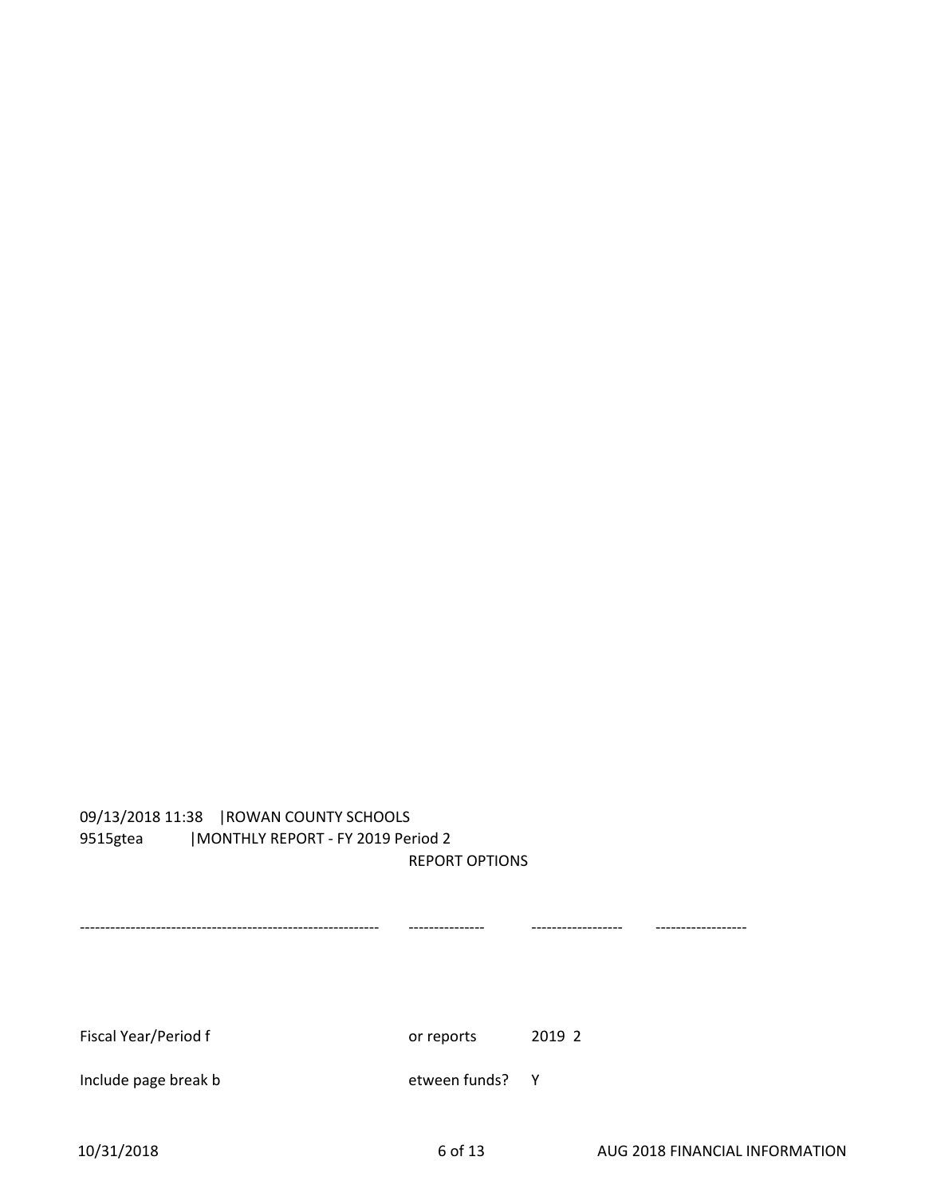09/13/2018 11:38 |ROWAN COUNTY SCHOOLS
9515gtea |MONTHLY REPORT - FY 2019 Period 2

REPORT OPTIONS

---

Fiscal Year/Period for reports 2019 2

Include page break between funds? Y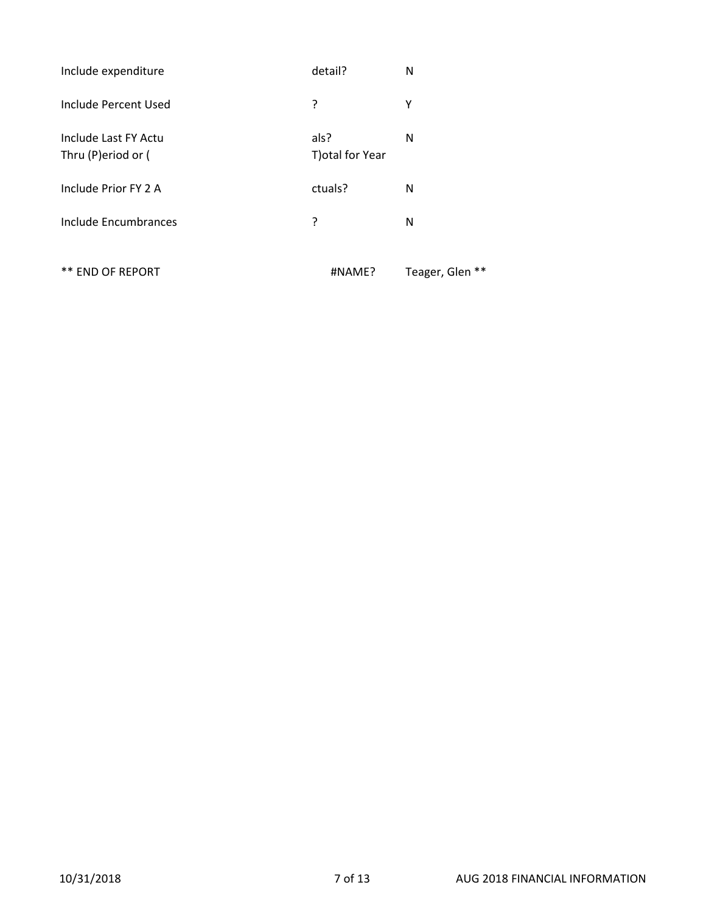| | | |
|---|---|---|
| Include expenditure | detail? | N |
| Include Percent Used | ? | Y |
| Include Last FY Actu<br>Thru (P)eriod or ( | als?<br>T)otal for Year | N |
| Include Prior FY 2 A | ctuals? | N |
| Include Encumbrances | ? | N |
| ** END OF REPORT | #NAME? | Teager, Glen ** |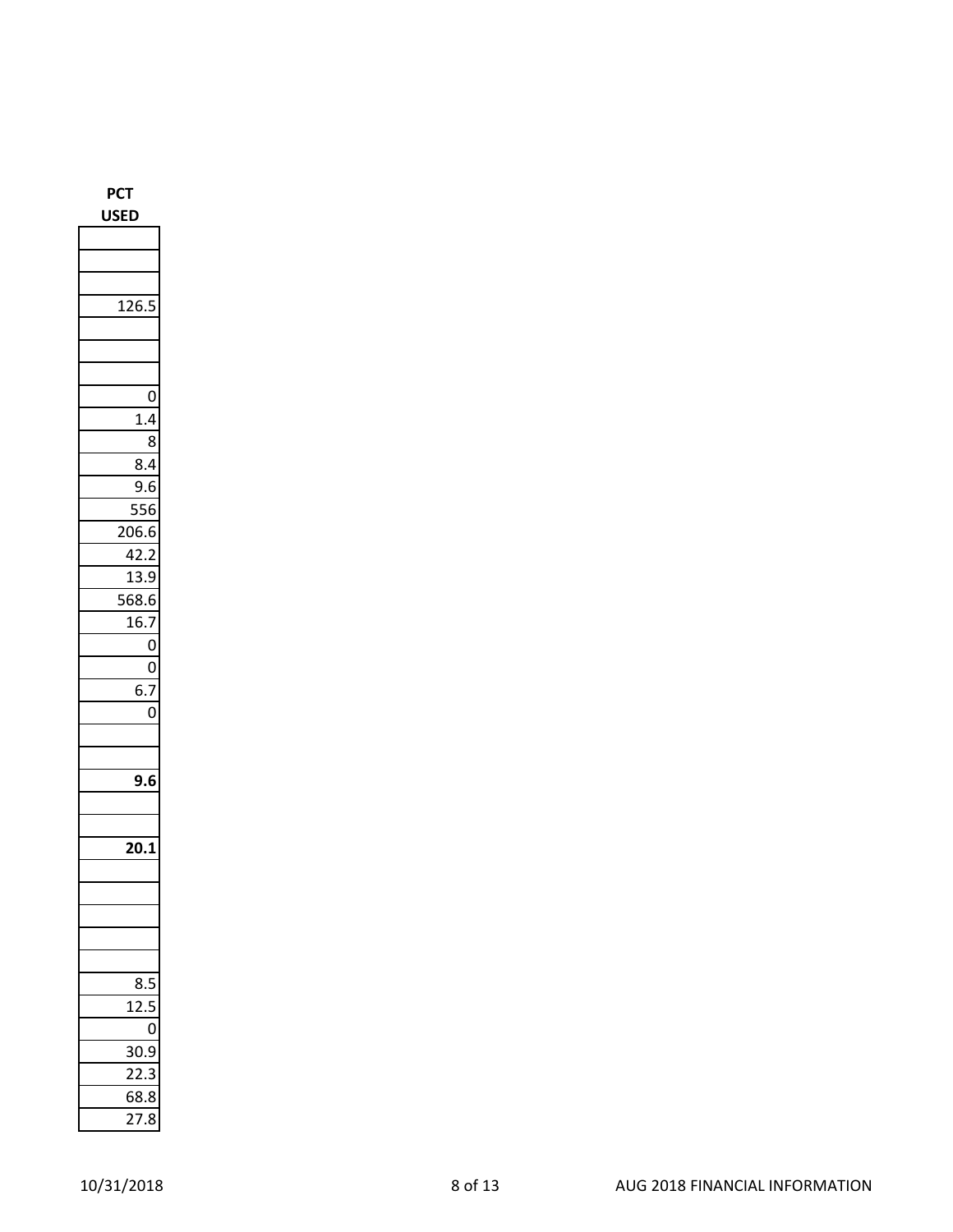| PCT USED |
| --- |
| |
| |
| |
| 126.5 |
| |
| |
| |
| 0 |
| 1.4 |
| 8 |
| 8.4 |
| 9.6 |
| 556 |
| 206.6 |
| 42.2 |
| 13.9 |
| 568.6 |
| 16.7 |
| 0 |
| 0 |
| 6.7 |
| 0 |
| |
| |
| **9.6** |
| |
| |
| **20.1** |
| |
| |
| |
| |
| |
| 8.5 |
| 12.5 |
| 0 |
| 30.9 |
| 22.3 |
| 68.8 |
| 27.8 |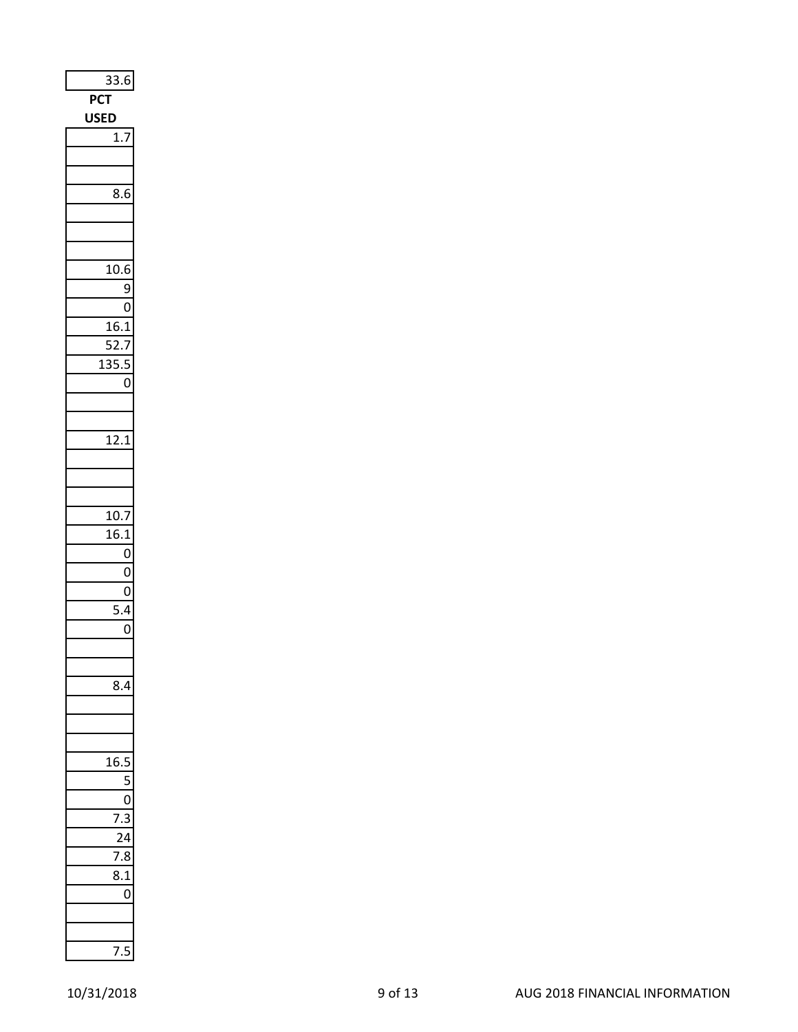| 33.6 |
|---|
| **PCT USED** |
| 1.7 |
| |
| |
| 8.6 |
| |
| |
| |
| 10.6 |
| 9 |
| 0 |
| 16.1 |
| 52.7 |
| 135.5 |
| 0 |
| |
| |
| 12.1 |
| |
| |
| |
| 10.7 |
| 16.1 |
| 0 |
| 0 |
| 0 |
| 5.4 |
| 0 |
| |
| |
| 8.4 |
| |
| |
| |
| 16.5 |
| 5 |
| 0 |
| 7.3 |
| 24 |
| 7.8 |
| 8.1 |
| 0 |
| |
| |
| 7.5 |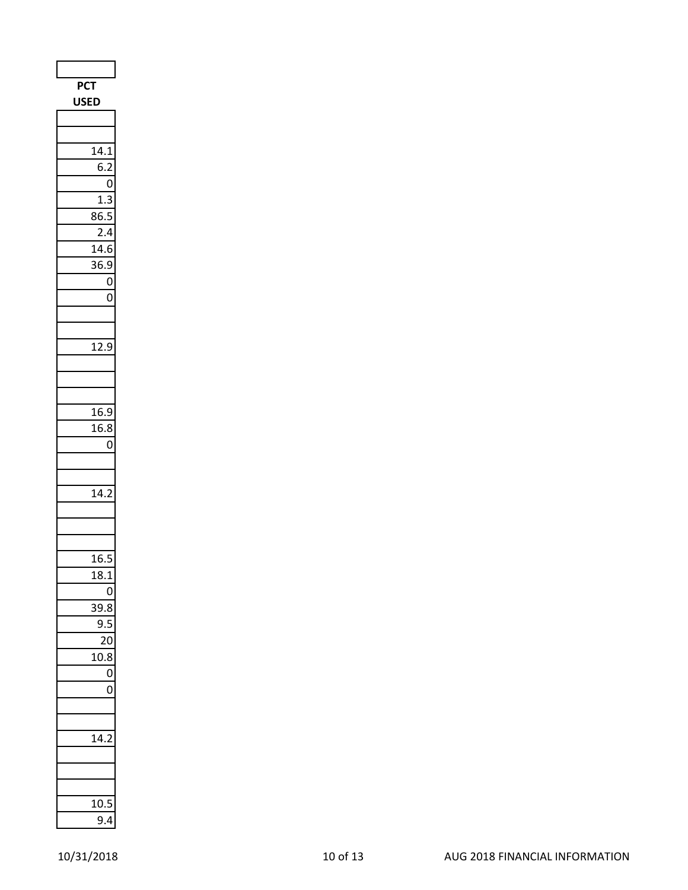| PCT USED |
|---|
| |
| |
| 14.1 |
| 6.2 |
| 0 |
| 1.3 |
| 86.5 |
| 2.4 |
| 14.6 |
| 36.9 |
| 0 |
| 0 |
| |
| |
| 12.9 |
| |
| |
| |
| 16.9 |
| 16.8 |
| 0 |
| |
| |
| 14.2 |
| |
| |
| |
| 16.5 |
| 18.1 |
| 0 |
| 39.8 |
| 9.5 |
| 20 |
| 10.8 |
| 0 |
| 0 |
| |
| |
| 14.2 |
| |
| |
| |
| 10.5 |
| 9.4 |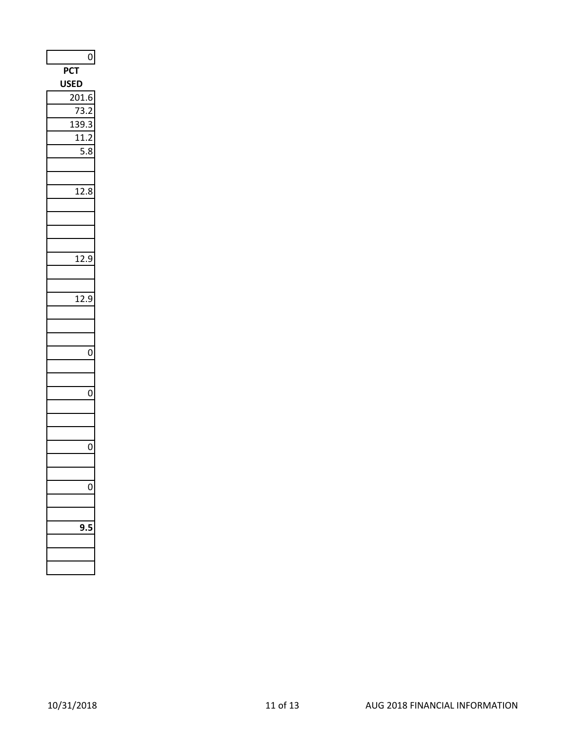| 0 |
|---|
| **PCT USED** |
| 201.6 |
| 73.2 |
| 139.3 |
| 11.2 |
| 5.8 |
| |
| |
| 12.8 |
| |
| |
| |
| |
| 12.9 |
| |
| |
| 12.9 |
| |
| |
| |
| 0 |
| |
| |
| 0 |
| |
| |
| |
| 0 |
| |
| |
| 0 |
| |
| |
| **9.5** |
| |
| |
| |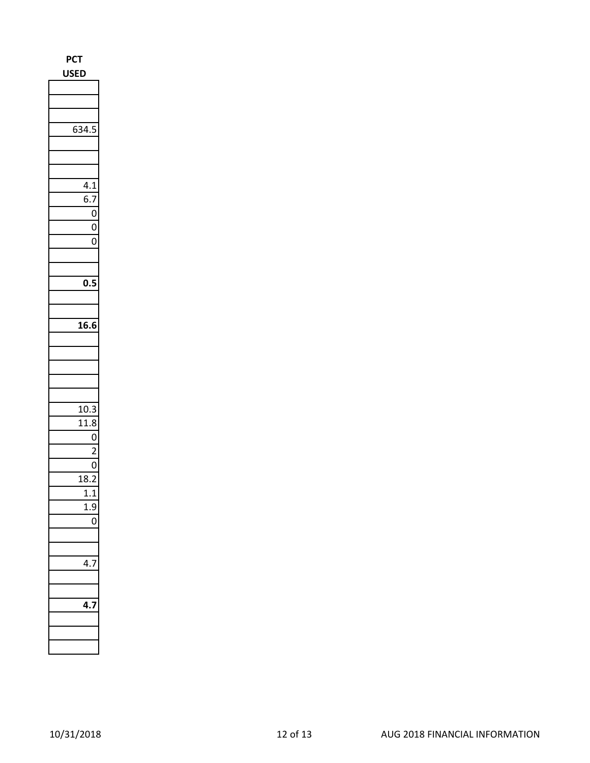| PCT USED |
| --- |
| |
| |
| |
| 634.5 |
| |
| |
| |
| 4.1 |
| 6.7 |
| 0 |
| 0 |
| 0 |
| |
| |
| **0.5** |
| |
| |
| **16.6** |
| |
| |
| |
| |
| |
| 10.3 |
| 11.8 |
| 0 |
| 2 |
| 0 |
| 18.2 |
| 1.1 |
| 1.9 |
| 0 |
| |
| |
| 4.7 |
| |
| |
| **4.7** |
| |
| |
| |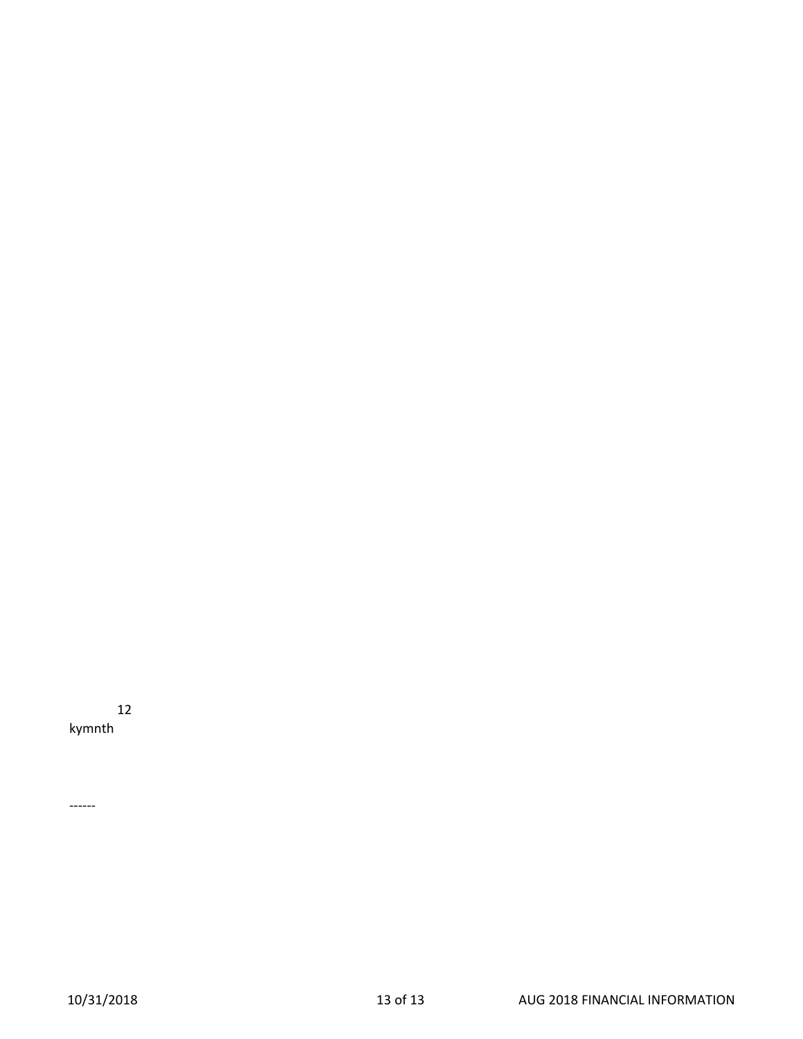12
kymnth

------